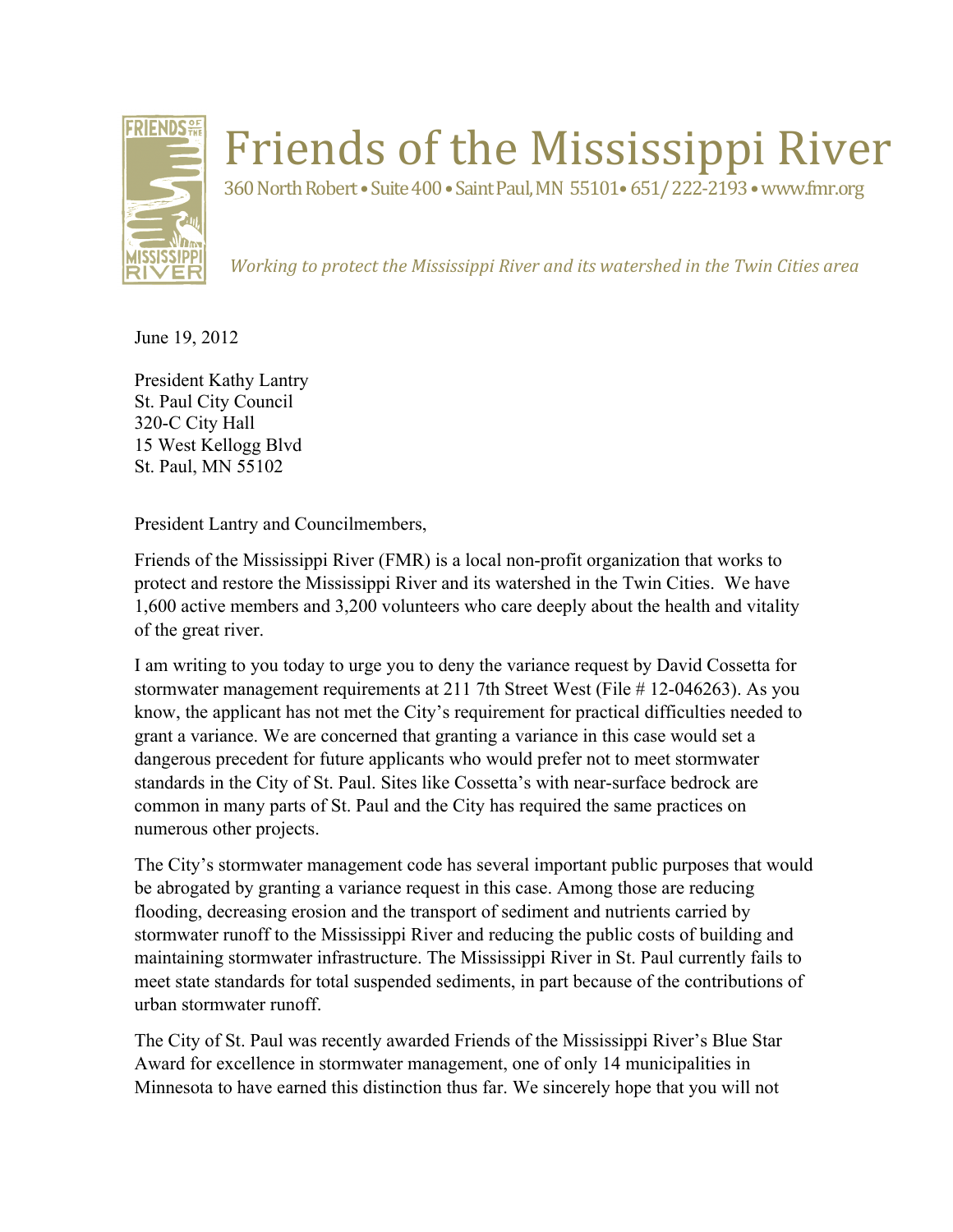# Friends of the Mississippi River

360 North Robert • Suite 400 • Saint Paul, MN 55101• 651/ 222-2193 • www.fmr.org

*Working to protect the Mississippi River and its watershed in the Twin Cities area*

June 19, 2012

President Kathy Lantry
St. Paul City Council
320-C City Hall
15 West Kellogg Blvd
St. Paul, MN 55102

President Lantry and Councilmembers,

Friends of the Mississippi River (FMR) is a local non-profit organization that works to protect and restore the Mississippi River and its watershed in the Twin Cities. We have 1,600 active members and 3,200 volunteers who care deeply about the health and vitality of the great river.

I am writing to you today to urge you to deny the variance request by David Cossetta for stormwater management requirements at 211 7th Street West (File # 12-046263). As you know, the applicant has not met the City's requirement for practical difficulties needed to grant a variance. We are concerned that granting a variance in this case would set a dangerous precedent for future applicants who would prefer not to meet stormwater standards in the City of St. Paul. Sites like Cossetta's with near-surface bedrock are common in many parts of St. Paul and the City has required the same practices on numerous other projects.

The City's stormwater management code has several important public purposes that would be abrogated by granting a variance request in this case. Among those are reducing flooding, decreasing erosion and the transport of sediment and nutrients carried by stormwater runoff to the Mississippi River and reducing the public costs of building and maintaining stormwater infrastructure. The Mississippi River in St. Paul currently fails to meet state standards for total suspended sediments, in part because of the contributions of urban stormwater runoff.

The City of St. Paul was recently awarded Friends of the Mississippi River's Blue Star Award for excellence in stormwater management, one of only 14 municipalities in Minnesota to have earned this distinction thus far. We sincerely hope that you will not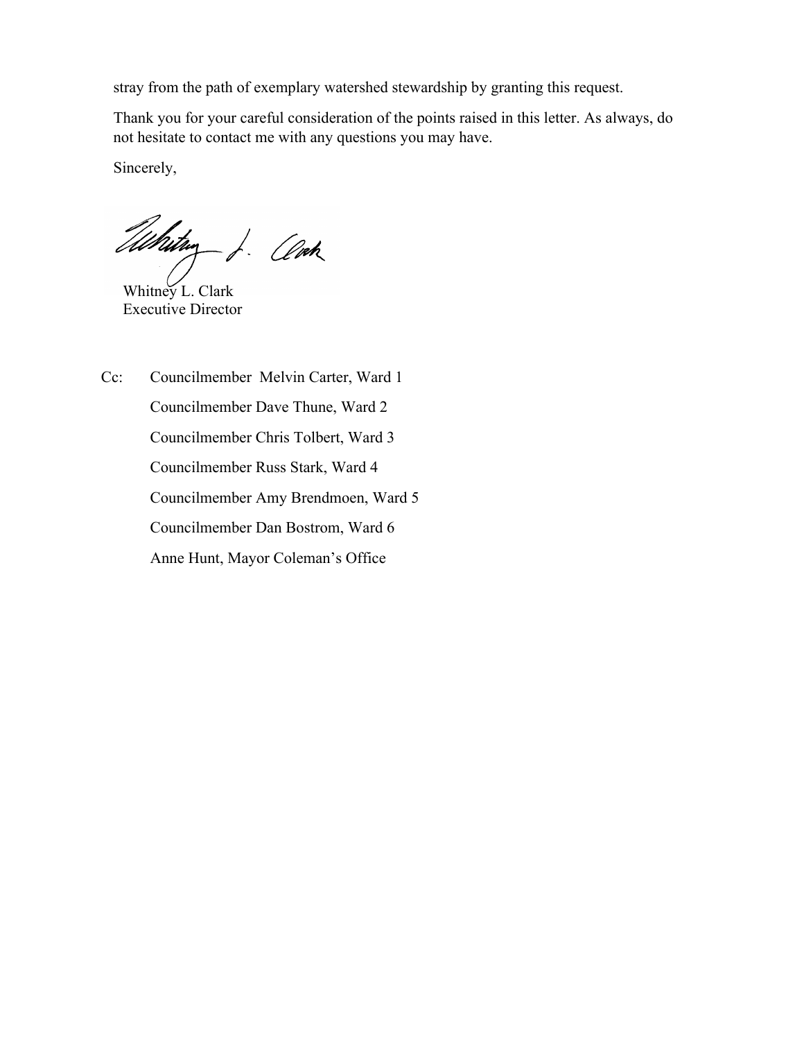stray from the path of exemplary watershed stewardship by granting this request.

Thank you for your careful consideration of the points raised in this letter. As always, do not hesitate to contact me with any questions you may have.

Sincerely,

Whitney L. Clark
Executive Director

Cc: Councilmember Melvin Carter, Ward 1
Councilmember Dave Thune, Ward 2
Councilmember Chris Tolbert, Ward 3
Councilmember Russ Stark, Ward 4
Councilmember Amy Brendmoen, Ward 5
Councilmember Dan Bostrom, Ward 6
Anne Hunt, Mayor Coleman's Office